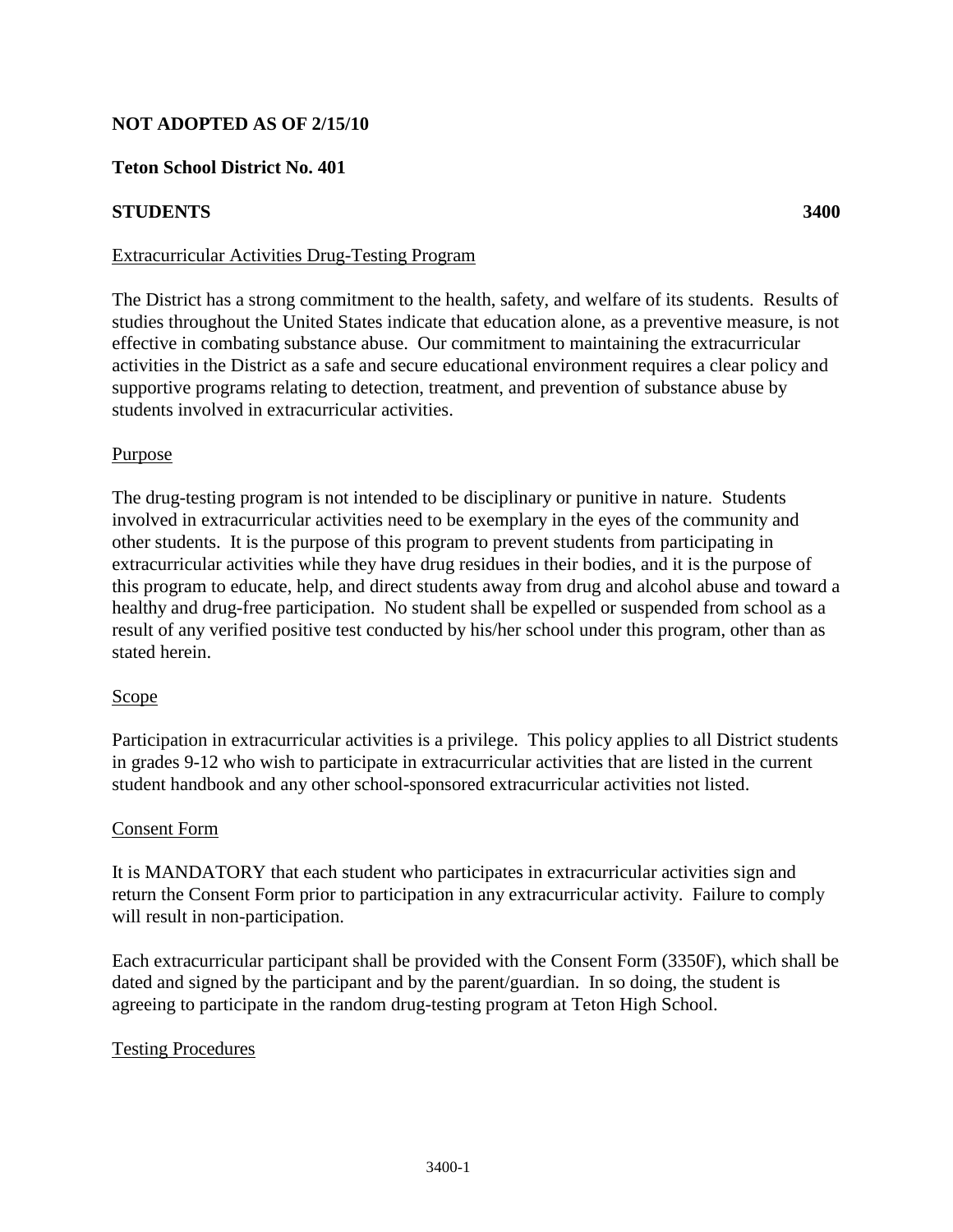**NOT ADOPTED AS OF 2/15/10**

**Teton School District No. 401**

**STUDENTS** **3400**

Extracurricular Activities Drug-Testing Program

The District has a strong commitment to the health, safety, and welfare of its students. Results of studies throughout the United States indicate that education alone, as a preventive measure, is not effective in combating substance abuse. Our commitment to maintaining the extracurricular activities in the District as a safe and secure educational environment requires a clear policy and supportive programs relating to detection, treatment, and prevention of substance abuse by students involved in extracurricular activities.

Purpose

The drug-testing program is not intended to be disciplinary or punitive in nature. Students involved in extracurricular activities need to be exemplary in the eyes of the community and other students. It is the purpose of this program to prevent students from participating in extracurricular activities while they have drug residues in their bodies, and it is the purpose of this program to educate, help, and direct students away from drug and alcohol abuse and toward a healthy and drug-free participation. No student shall be expelled or suspended from school as a result of any verified positive test conducted by his/her school under this program, other than as stated herein.

Scope

Participation in extracurricular activities is a privilege. This policy applies to all District students in grades 9-12 who wish to participate in extracurricular activities that are listed in the current student handbook and any other school-sponsored extracurricular activities not listed.

Consent Form

It is MANDATORY that each student who participates in extracurricular activities sign and return the Consent Form prior to participation in any extracurricular activity. Failure to comply will result in non-participation.

Each extracurricular participant shall be provided with the Consent Form (3350F), which shall be dated and signed by the participant and by the parent/guardian. In so doing, the student is agreeing to participate in the random drug-testing program at Teton High School.

Testing Procedures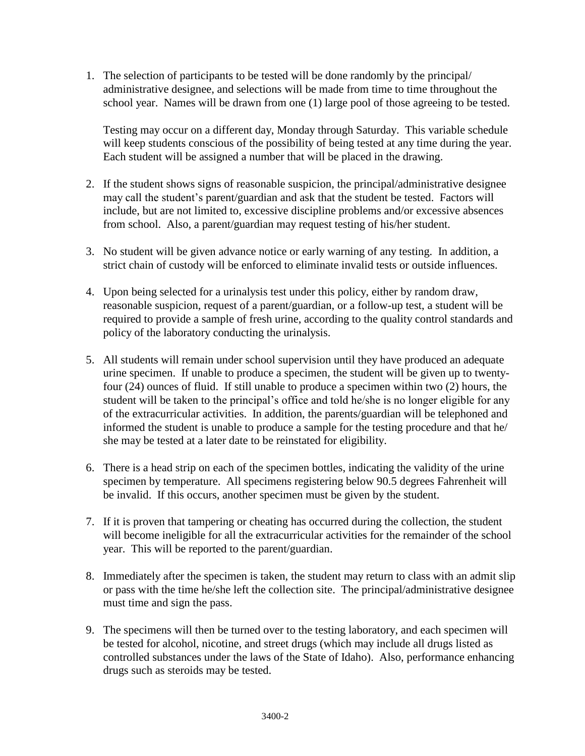1. The selection of participants to be tested will be done randomly by the principal/administrative designee, and selections will be made from time to time throughout the school year. Names will be drawn from one (1) large pool of those agreeing to be tested.

   Testing may occur on a different day, Monday through Saturday. This variable schedule will keep students conscious of the possibility of being tested at any time during the year. Each student will be assigned a number that will be placed in the drawing.

2. If the student shows signs of reasonable suspicion, the principal/administrative designee may call the student's parent/guardian and ask that the student be tested. Factors will include, but are not limited to, excessive discipline problems and/or excessive absences from school. Also, a parent/guardian may request testing of his/her student.

3. No student will be given advance notice or early warning of any testing. In addition, a strict chain of custody will be enforced to eliminate invalid tests or outside influences.

4. Upon being selected for a urinalysis test under this policy, either by random draw, reasonable suspicion, request of a parent/guardian, or a follow-up test, a student will be required to provide a sample of fresh urine, according to the quality control standards and policy of the laboratory conducting the urinalysis.

5. All students will remain under school supervision until they have produced an adequate urine specimen. If unable to produce a specimen, the student will be given up to twenty-four (24) ounces of fluid. If still unable to produce a specimen within two (2) hours, the student will be taken to the principal's office and told he/she is no longer eligible for any of the extracurricular activities. In addition, the parents/guardian will be telephoned and informed the student is unable to produce a sample for the testing procedure and that he/she may be tested at a later date to be reinstated for eligibility.

6. There is a head strip on each of the specimen bottles, indicating the validity of the urine specimen by temperature. All specimens registering below 90.5 degrees Fahrenheit will be invalid. If this occurs, another specimen must be given by the student.

7. If it is proven that tampering or cheating has occurred during the collection, the student will become ineligible for all the extracurricular activities for the remainder of the school year. This will be reported to the parent/guardian.

8. Immediately after the specimen is taken, the student may return to class with an admit slip or pass with the time he/she left the collection site. The principal/administrative designee must time and sign the pass.

9. The specimens will then be turned over to the testing laboratory, and each specimen will be tested for alcohol, nicotine, and street drugs (which may include all drugs listed as controlled substances under the laws of the State of Idaho). Also, performance enhancing drugs such as steroids may be tested.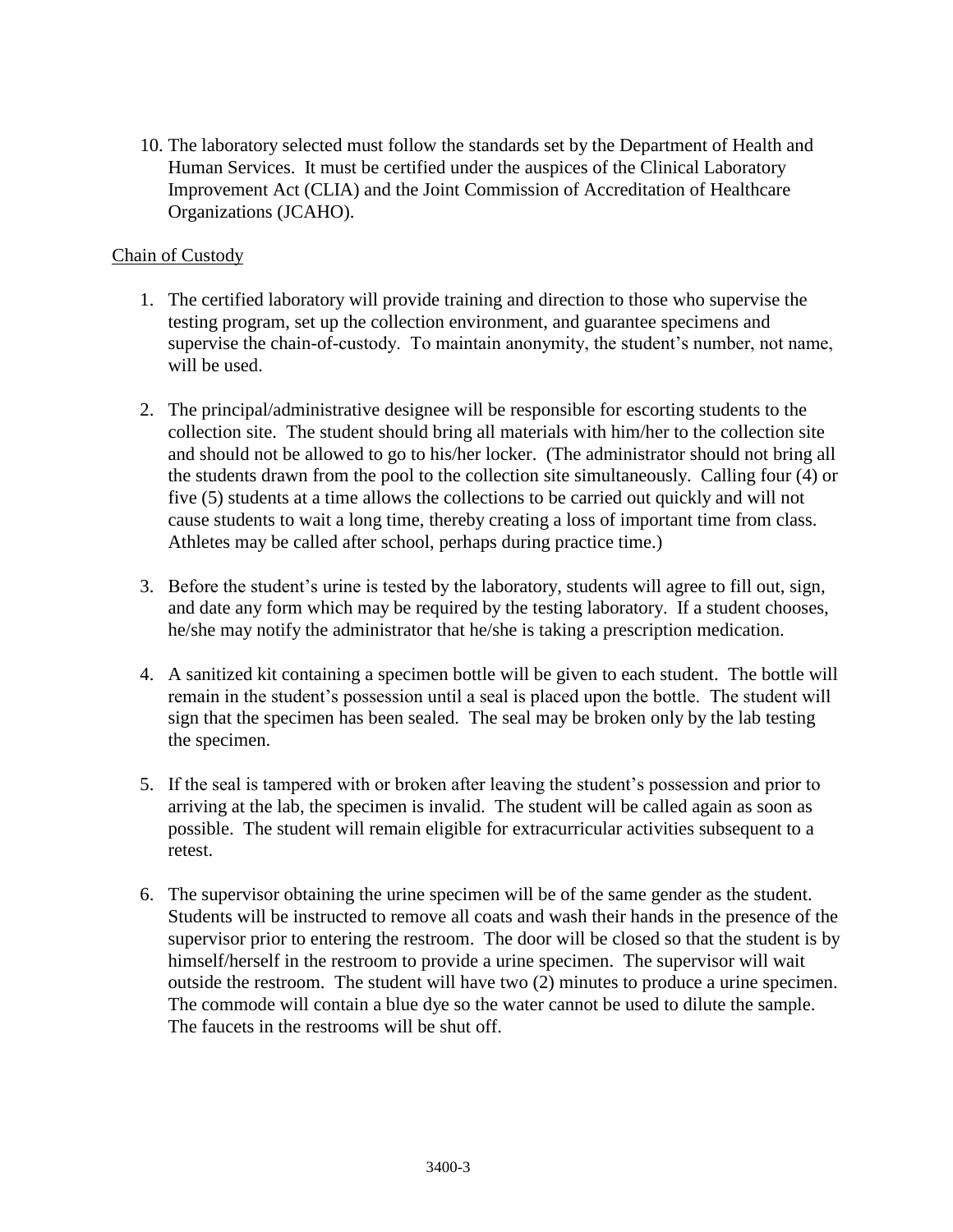10. The laboratory selected must follow the standards set by the Department of Health and Human Services. It must be certified under the auspices of the Clinical Laboratory Improvement Act (CLIA) and the Joint Commission of Accreditation of Healthcare Organizations (JCAHO).

<u>Chain of Custody</u>

1. The certified laboratory will provide training and direction to those who supervise the testing program, set up the collection environment, and guarantee specimens and supervise the chain-of-custody. To maintain anonymity, the student's number, not name, will be used.

2. The principal/administrative designee will be responsible for escorting students to the collection site. The student should bring all materials with him/her to the collection site and should not be allowed to go to his/her locker. (The administrator should not bring all the students drawn from the pool to the collection site simultaneously. Calling four (4) or five (5) students at a time allows the collections to be carried out quickly and will not cause students to wait a long time, thereby creating a loss of important time from class. Athletes may be called after school, perhaps during practice time.)

3. Before the student's urine is tested by the laboratory, students will agree to fill out, sign, and date any form which may be required by the testing laboratory. If a student chooses, he/she may notify the administrator that he/she is taking a prescription medication.

4. A sanitized kit containing a specimen bottle will be given to each student. The bottle will remain in the student's possession until a seal is placed upon the bottle. The student will sign that the specimen has been sealed. The seal may be broken only by the lab testing the specimen.

5. If the seal is tampered with or broken after leaving the student's possession and prior to arriving at the lab, the specimen is invalid. The student will be called again as soon as possible. The student will remain eligible for extracurricular activities subsequent to a retest.

6. The supervisor obtaining the urine specimen will be of the same gender as the student. Students will be instructed to remove all coats and wash their hands in the presence of the supervisor prior to entering the restroom. The door will be closed so that the student is by himself/herself in the restroom to provide a urine specimen. The supervisor will wait outside the restroom. The student will have two (2) minutes to produce a urine specimen. The commode will contain a blue dye so the water cannot be used to dilute the sample. The faucets in the restrooms will be shut off.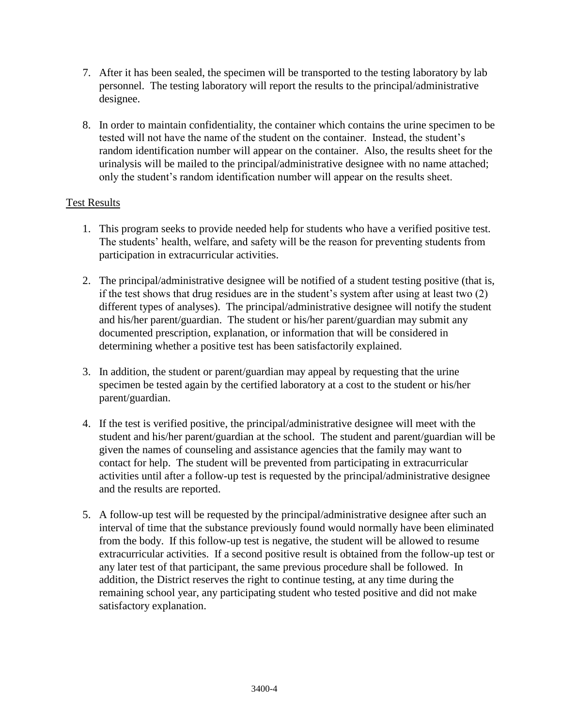7. After it has been sealed, the specimen will be transported to the testing laboratory by lab personnel. The testing laboratory will report the results to the principal/administrative designee.

8. In order to maintain confidentiality, the container which contains the urine specimen to be tested will not have the name of the student on the container. Instead, the student's random identification number will appear on the container. Also, the results sheet for the urinalysis will be mailed to the principal/administrative designee with no name attached; only the student's random identification number will appear on the results sheet.

<u>Test Results</u>

1. This program seeks to provide needed help for students who have a verified positive test. The students' health, welfare, and safety will be the reason for preventing students from participation in extracurricular activities.

2. The principal/administrative designee will be notified of a student testing positive (that is, if the test shows that drug residues are in the student's system after using at least two (2) different types of analyses). The principal/administrative designee will notify the student and his/her parent/guardian. The student or his/her parent/guardian may submit any documented prescription, explanation, or information that will be considered in determining whether a positive test has been satisfactorily explained.

3. In addition, the student or parent/guardian may appeal by requesting that the urine specimen be tested again by the certified laboratory at a cost to the student or his/her parent/guardian.

4. If the test is verified positive, the principal/administrative designee will meet with the student and his/her parent/guardian at the school. The student and parent/guardian will be given the names of counseling and assistance agencies that the family may want to contact for help. The student will be prevented from participating in extracurricular activities until after a follow-up test is requested by the principal/administrative designee and the results are reported.

5. A follow-up test will be requested by the principal/administrative designee after such an interval of time that the substance previously found would normally have been eliminated from the body. If this follow-up test is negative, the student will be allowed to resume extracurricular activities. If a second positive result is obtained from the follow-up test or any later test of that participant, the same previous procedure shall be followed. In addition, the District reserves the right to continue testing, at any time during the remaining school year, any participating student who tested positive and did not make satisfactory explanation.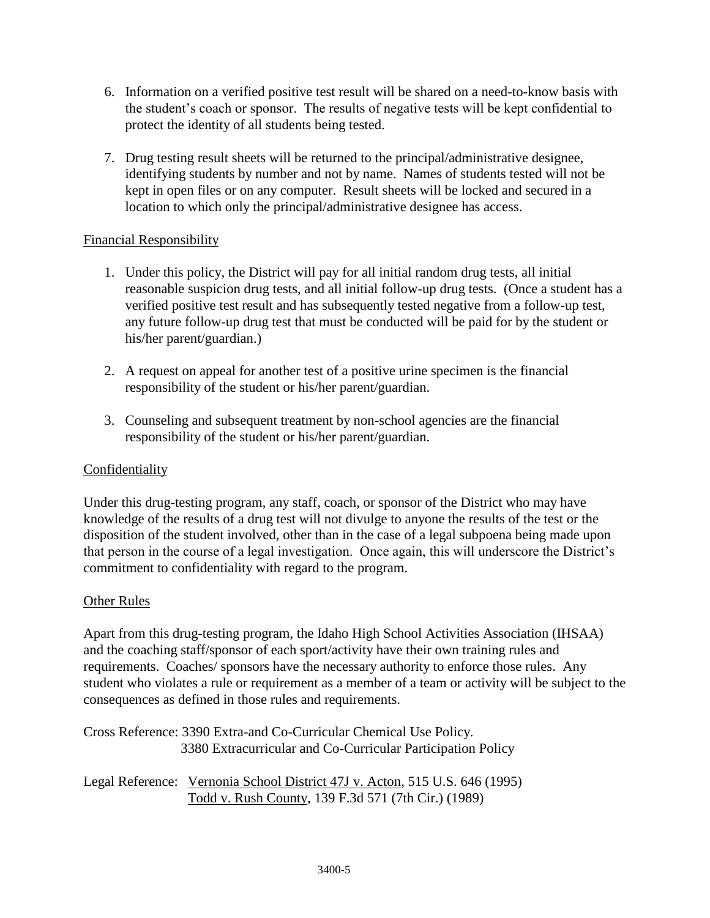6. Information on a verified positive test result will be shared on a need-to-know basis with the student's coach or sponsor. The results of negative tests will be kept confidential to protect the identity of all students being tested.

7. Drug testing result sheets will be returned to the principal/administrative designee, identifying students by number and not by name. Names of students tested will not be kept in open files or on any computer. Result sheets will be locked and secured in a location to which only the principal/administrative designee has access.

## Financial Responsibility

1. Under this policy, the District will pay for all initial random drug tests, all initial reasonable suspicion drug tests, and all initial follow-up drug tests. (Once a student has a verified positive test result and has subsequently tested negative from a follow-up test, any future follow-up drug test that must be conducted will be paid for by the student or his/her parent/guardian.)

2. A request on appeal for another test of a positive urine specimen is the financial responsibility of the student or his/her parent/guardian.

3. Counseling and subsequent treatment by non-school agencies are the financial responsibility of the student or his/her parent/guardian.

## Confidentiality

Under this drug-testing program, any staff, coach, or sponsor of the District who may have knowledge of the results of a drug test will not divulge to anyone the results of the test or the disposition of the student involved, other than in the case of a legal subpoena being made upon that person in the course of a legal investigation. Once again, this will underscore the District's commitment to confidentiality with regard to the program.

## Other Rules

Apart from this drug-testing program, the Idaho High School Activities Association (IHSAA) and the coaching staff/sponsor of each sport/activity have their own training rules and requirements. Coaches/ sponsors have the necessary authority to enforce those rules. Any student who violates a rule or requirement as a member of a team or activity will be subject to the consequences as defined in those rules and requirements.

Cross Reference: 3390 Extra-and Co-Curricular Chemical Use Policy.
3380 Extracurricular and Co-Curricular Participation Policy

Legal Reference: Vernonia School District 47J v. Acton, 515 U.S. 646 (1995)
Todd v. Rush County, 139 F.3d 571 (7th Cir.) (1989)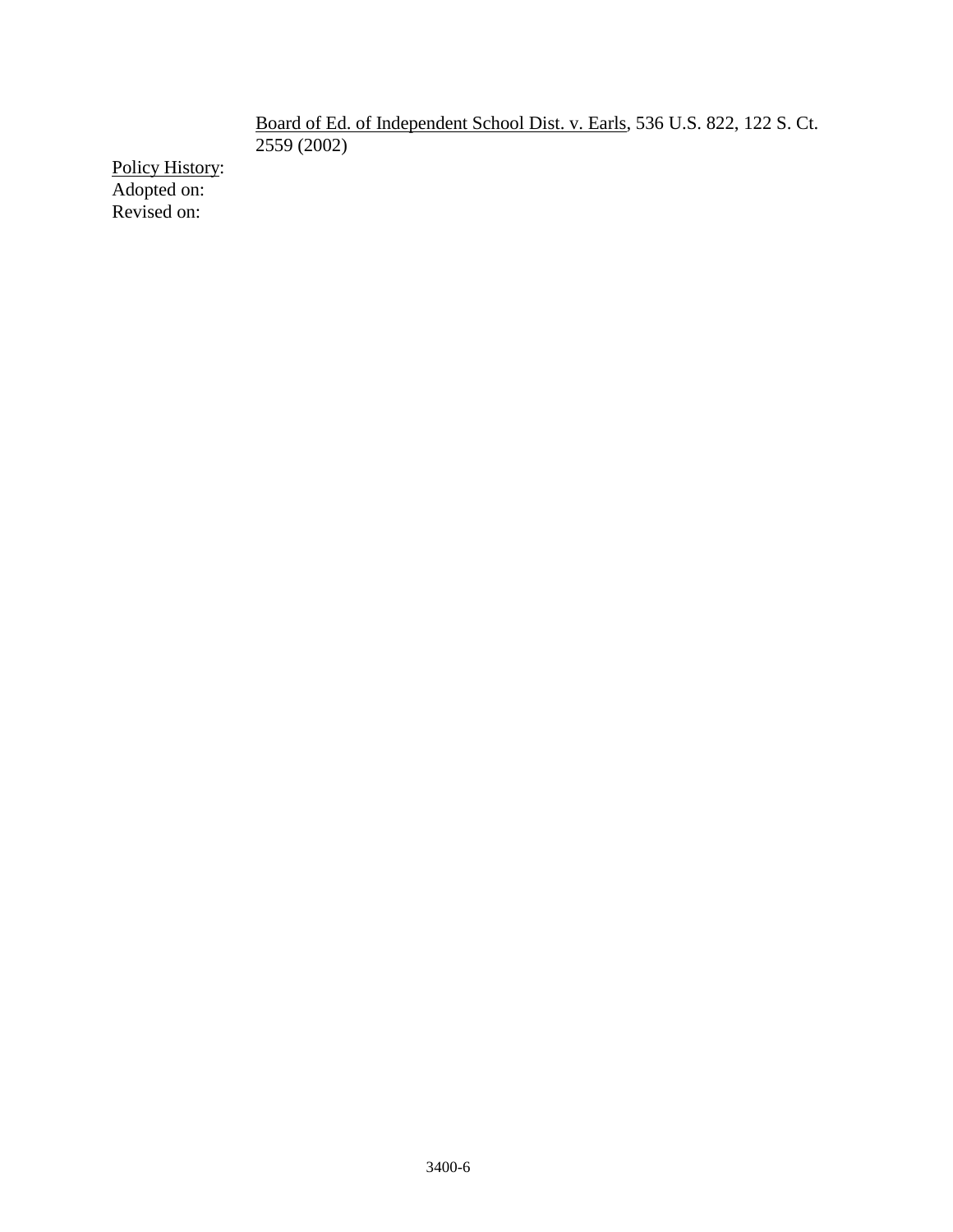Board of Ed. of Independent School Dist. v. Earls, 536 U.S. 822, 122 S. Ct. 2559 (2002)

Policy History:
Adopted on:
Revised on: